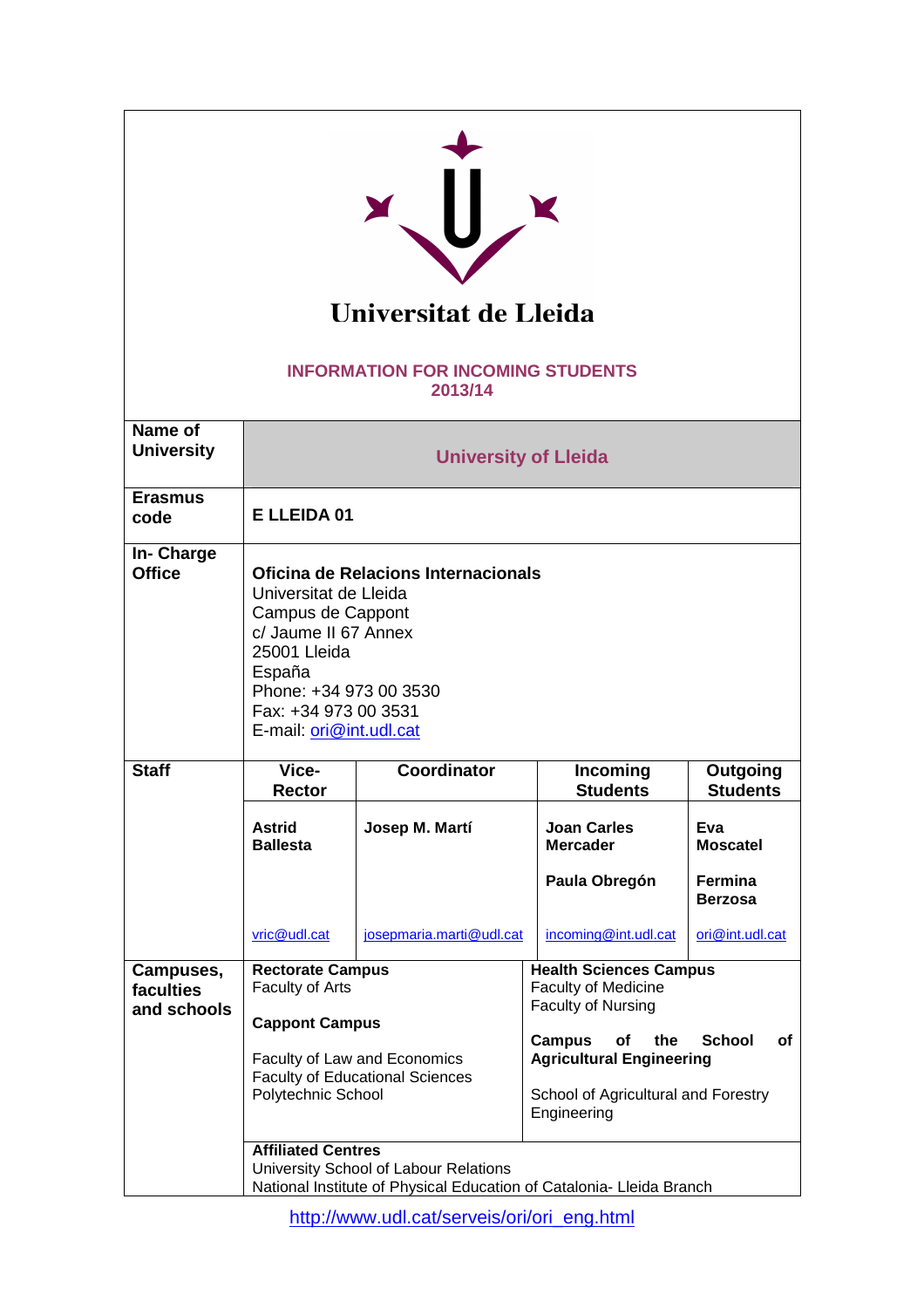# Universitat de Lleida

## INFORMATION FOR INCOMING STUDENTS 2013/14

| | | | | |
|---|---|---|---|---|
| **Name of University** | **University of Lleida** | | | |
| **Erasmus code** | **E LLEIDA 01** | | | |
| **In- Charge Office** | **Oficina de Relacions Internacionals**<br>Universitat de Lleida<br>Campus de Cappont<br>c/ Jaume II 67 Annex<br>25001 Lleida<br>España<br>Phone: +34 973 00 3530<br>Fax: +34 973 00 3531<br>E-mail: ori@int.udl.cat | | | |
| **Staff** | **Vice-Rector** | **Coordinator** | **Incoming Students** | **Outgoing Students** |
| | **Astrid Ballesta**<br><br>vric@udl.cat | **Josep M. Martí**<br><br>josepmaria.marti@udl.cat | **Joan Carles Mercader**<br><br>**Paula Obregón**<br><br>incoming@int.udl.cat | **Eva Moscatel**<br><br>**Fermina Berzosa**<br><br>ori@int.udl.cat |
| **Campuses, faculties and schools** | **Rectorate Campus**<br>Faculty of Arts<br><br>**Cappont Campus**<br><br>Faculty of Law and Economics<br>Faculty of Educational Sciences<br>Polytechnic School | | **Health Sciences Campus**<br>Faculty of Medicine<br>Faculty of Nursing<br><br>**Campus of the School of Agricultural Engineering**<br><br>School of Agricultural and Forestry Engineering | |
| | **Affiliated Centres**<br>University School of Labour Relations<br>National Institute of Physical Education of Catalonia- Lleida Branch | | | |

http://www.udl.cat/serveis/ori/ori_eng.html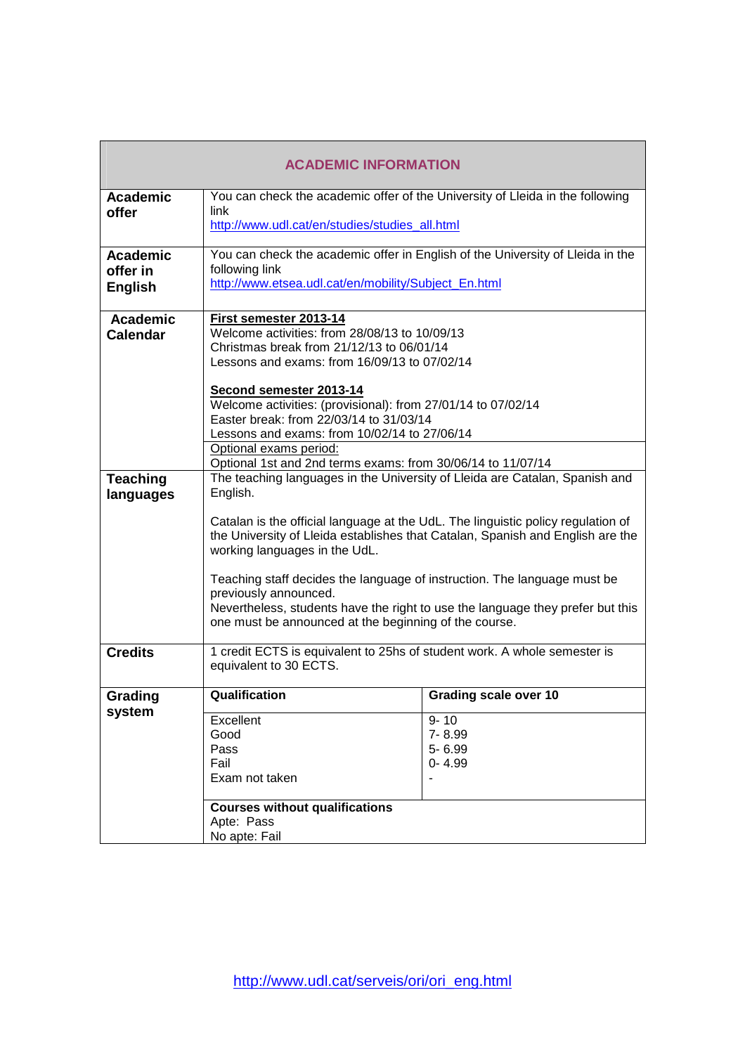## ACADEMIC INFORMATION

| | |
|---|---|
| **Academic offer** | You can check the academic offer of the University of Lleida in the following link http://www.udl.cat/en/studies/studies_all.html |
| **Academic offer in English** | You can check the academic offer in English of the University of Lleida in the following link http://www.etsea.udl.cat/en/mobility/Subject_En.html |
| **Academic Calendar** | **First semester 2013-14**<br>Welcome activities: from 28/08/13 to 10/09/13<br>Christmas break from 21/12/13 to 06/01/14<br>Lessons and exams: from 16/09/13 to 07/02/14<br><br>**Second semester 2013-14**<br>Welcome activities: (provisional): from 27/01/14 to 07/02/14<br>Easter break: from 22/03/14 to 31/03/14<br>Lessons and exams: from 10/02/14 to 27/06/14<br><br>Optional exams period:<br>Optional 1st and 2nd terms exams: from 30/06/14 to 11/07/14 |
| **Teaching languages** | The teaching languages in the University of Lleida are Catalan, Spanish and English.<br><br>Catalan is the official language at the UdL. The linguistic policy regulation of the University of Lleida establishes that Catalan, Spanish and English are the working languages in the UdL.<br><br>Teaching staff decides the language of instruction. The language must be previously announced.<br>Nevertheless, students have the right to use the language they prefer but this one must be announced at the beginning of the course. |
| **Credits** | 1 credit ECTS is equivalent to 25hs of student work. A whole semester is equivalent to 30 ECTS. |

**Grading system**

| Qualification | Grading scale over 10 |
|---|---|
| Excellent | 9- 10 |
| Good | 7- 8.99 |
| Pass | 5- 6.99 |
| Fail | 0- 4.99 |
| Exam not taken | - |

**Courses without qualifications**
Apte: Pass
No apte: Fail

http://www.udl.cat/serveis/ori/ori_eng.html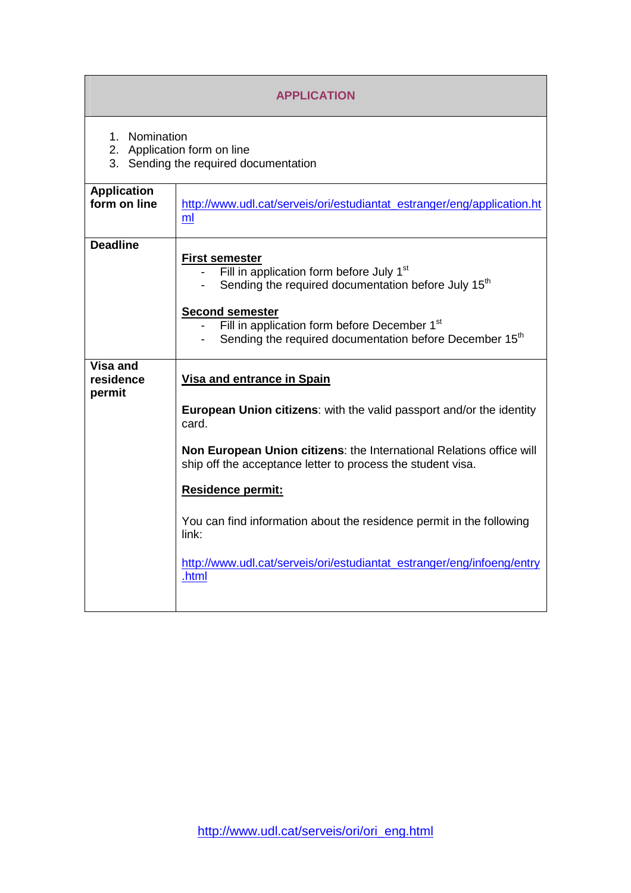## APPLICATION

1. Nomination
2. Application form on line
3. Sending the required documentation

| | |
|---|---|
| **Application form on line** | http://www.udl.cat/serveis/ori/estudiantat_estranger/eng/application.html |
| **Deadline** | **<u>First semester</u>**<br>- Fill in application form before July 1st<br>- Sending the required documentation before July 15th<br><br>**<u>Second semester</u>**<br>- Fill in application form before December 1st<br>- Sending the required documentation before December 15th |
| **Visa and residence permit** | **<u>Visa and entrance in Spain</u>**<br><br>**European Union citizens**: with the valid passport and/or the identity card.<br><br>**Non European Union citizens**: the International Relations office will ship off the acceptance letter to process the student visa.<br><br>**<u>Residence permit:</u>**<br><br>You can find information about the residence permit in the following link:<br><br>http://www.udl.cat/serveis/ori/estudiantat_estranger/eng/infoeng/entry.html |

http://www.udl.cat/serveis/ori/ori_eng.html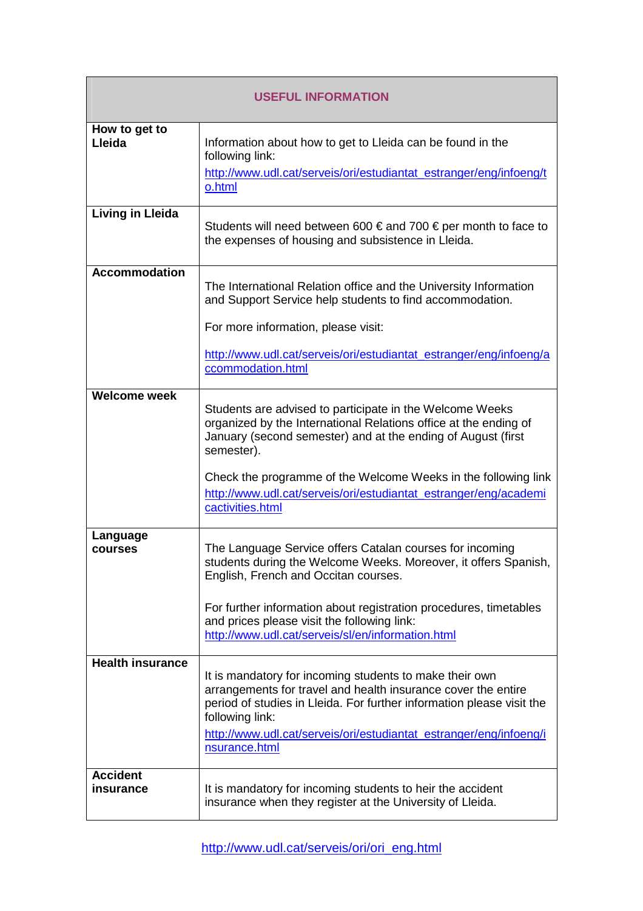| USEFUL INFORMATION | |
|---|---|
| **How to get to Lleida** | Information about how to get to Lleida can be found in the following link: http://www.udl.cat/serveis/ori/estudiantat_estranger/eng/infoeng/to.html |
| **Living in Lleida** | Students will need between 600 € and 700 € per month to face to the expenses of housing and subsistence in Lleida. |
| **Accommodation** | The International Relation office and the University Information and Support Service help students to find accommodation.<br><br>For more information, please visit:<br><br>http://www.udl.cat/serveis/ori/estudiantat_estranger/eng/infoeng/accommodation.html |
| **Welcome week** | Students are advised to participate in the Welcome Weeks organized by the International Relations office at the ending of January (second semester) and at the ending of August (first semester).<br><br>Check the programme of the Welcome Weeks in the following link http://www.udl.cat/serveis/ori/estudiantat_estranger/eng/academicactivities.html |
| **Language courses** | The Language Service offers Catalan courses for incoming students during the Welcome Weeks. Moreover, it offers Spanish, English, French and Occitan courses.<br><br>For further information about registration procedures, timetables and prices please visit the following link: http://www.udl.cat/serveis/sl/en/information.html |
| **Health insurance** | It is mandatory for incoming students to make their own arrangements for travel and health insurance cover the entire period of studies in Lleida. For further information please visit the following link: http://www.udl.cat/serveis/ori/estudiantat_estranger/eng/infoeng/insurance.html |
| **Accident insurance** | It is mandatory for incoming students to heir the accident insurance when they register at the University of Lleida. |

http://www.udl.cat/serveis/ori/ori_eng.html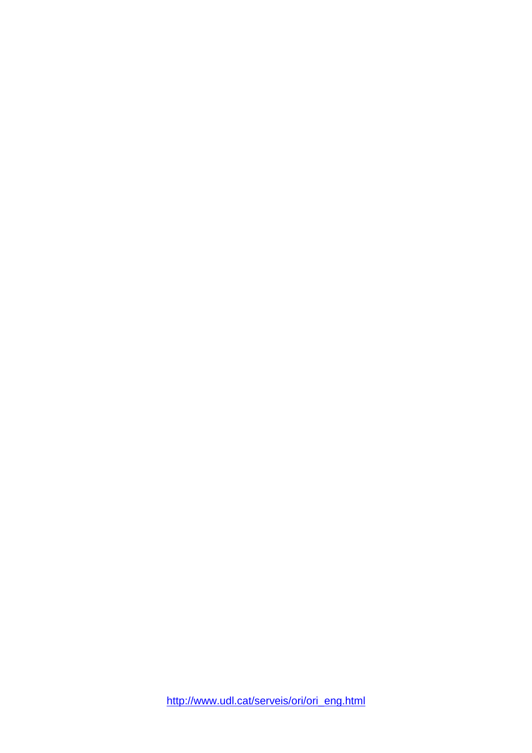http://www.udl.cat/serveis/ori/ori_eng.html